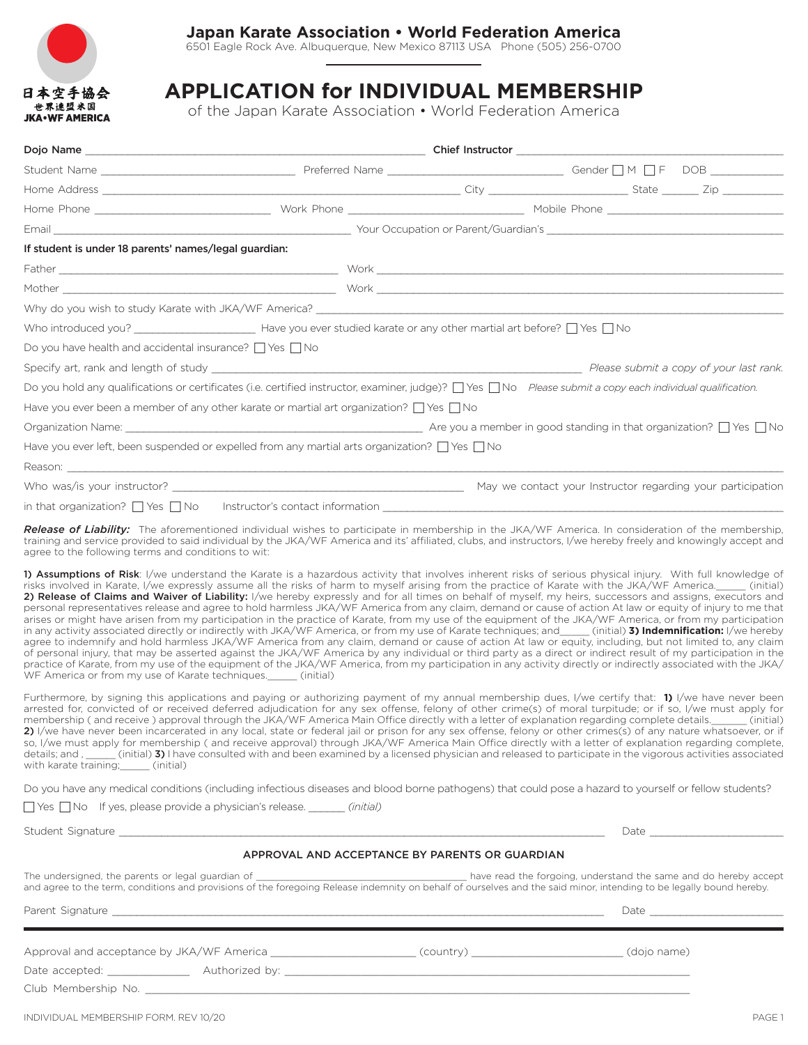日本空手協会
世界連盟米国
JKA•WF AMERICA

**Japan Karate Association • World Federation America**
6501 Eagle Rock Ave. Albuquerque, New Mexico 87113 USA Phone (505) 256-0700

# APPLICATION for INDIVIDUAL MEMBERSHIP

of the Japan Karate Association • World Federation America

**Dojo Name** ______________________ **Chief Instructor** ______________________

Student Name ______________ Preferred Name ______________ Gender ☐ M ☐ F DOB __________

Home Address ______________________ City __________ State ______ Zip ______

Home Phone ______________ Work Phone ______________ Mobile Phone ______________

Email ______________________ Your Occupation or Parent/Guardian's ______________________

**If student is under 18 parents' names/legal guardian:**

Father ______________________ Work ______________________

Mother ______________________ Work ______________________

Why do you wish to study Karate with JKA/WF America? ______________________

Who introduced you? ______________ Have you ever studied karate or any other martial art before? ☐ Yes ☐ No

Do you have health and accidental insurance? ☐ Yes ☐ No

Specify art, rank and length of study ______________________ *Please submit a copy of your last rank.*

Do you hold any qualifications or certificates (i.e. certified instructor, examiner, judge)? ☐ Yes ☐ No *Please submit a copy each individual qualification.*

Have you ever been a member of any other karate or martial art organization? ☐ Yes ☐ No

Organization Name: ______________________ Are you a member in good standing in that organization? ☐ Yes ☐ No

Have you ever left, been suspended or expelled from any martial arts organization? ☐ Yes ☐ No

Reason: ______________________

Who was/is your instructor? ______________________ May we contact your Instructor regarding your participation in that organization? ☐ Yes ☐ No Instructor's contact information ______________________

***Release of Liability:*** The aforementioned individual wishes to participate in membership in the JKA/WF America. In consideration of the membership, training and service provided to said individual by the JKA/WF America and its' affiliated, clubs, and instructors, I/we hereby freely and knowingly accept and agree to the following terms and conditions to wit:

**1) Assumptions of Risk**: I/we understand the Karate is a hazardous activity that involves inherent risks of serious physical injury. With full knowledge of risks involved in Karate, I/we expressly assume all the risks of harm to myself arising from the practice of Karate with the JKA/WF America.______ (initial) **2) Release of Claims and Waiver of Liability:** I/we hereby expressly and for all times on behalf of myself, my heirs, successors and assigns, executors and personal representatives release and agree to hold harmless JKA/WF America from any claim, demand or cause of action At law or equity of injury to me that arises or might have arisen from my participation in the practice of Karate, from my use of the equipment of the JKA/WF America, or from my participation in any activity associated directly or indirectly with JKA/WF America, or from my use of Karate techniques; and______ (initial) **3) Indemnification:** I/we hereby agree to indemnify and hold harmless JKA/WF America from any claim, demand or cause of action At law or equity, including, but not limited to, any claim of personal injury, that may be asserted against the JKA/WF America by any individual or third party as a direct or indirect result of my participation in the practice of Karate, from my use of the equipment of the JKA/WF America, from my participation in any activity directly or indirectly associated with the JKA/WF America or from my use of Karate techniques.______ (initial)

Furthermore, by signing this applications and paying or authorizing payment of my annual membership dues, I/we certify that: **1)** I/we have never been arrested for, convicted of or received deferred adjudication for any sex offense, felony of other crime(s) of moral turpitude; or if so, I/we must apply for membership ( and receive ) approval through the JKA/WF America Main Office directly with a letter of explanation regarding complete details.______ (initial) **2)** I/we have never been incarcerated in any local, state or federal jail or prison for any sex offense, felony or other crimes(s) of any nature whatsoever, or if so, I/we must apply for membership ( and receive approval) through JKA/WF America Main Office directly with a letter of explanation regarding complete, details; and , ______ (initial) **3)** I have consulted with and been examined by a licensed physician and released to participate in the vigorous activities associated with karate training;______ (initial)

Do you have any medical conditions (including infectious diseases and blood borne pathogens) that could pose a hazard to yourself or fellow students?

☐ Yes ☐ No If yes, please provide a physician's release. ______ *(initial)*

Student Signature ______________________ Date ______________

## APPROVAL AND ACCEPTANCE BY PARENTS OR GUARDIAN

The undersigned, the parents or legal guardian of ______________________ have read the forgoing, understand the same and do hereby accept and agree to the term, conditions and provisions of the foregoing Release indemnity on behalf of ourselves and the said minor, intending to be legally bound hereby.

Parent Signature ______________________ Date ______________

---

Approval and acceptance by JKA/WF America ______________ (country) ______________ (dojo name)

Date accepted: ______________ Authorized by: ______________________

Club Membership No. ______________________

INDIVIDUAL MEMBERSHIP FORM. REV 10/20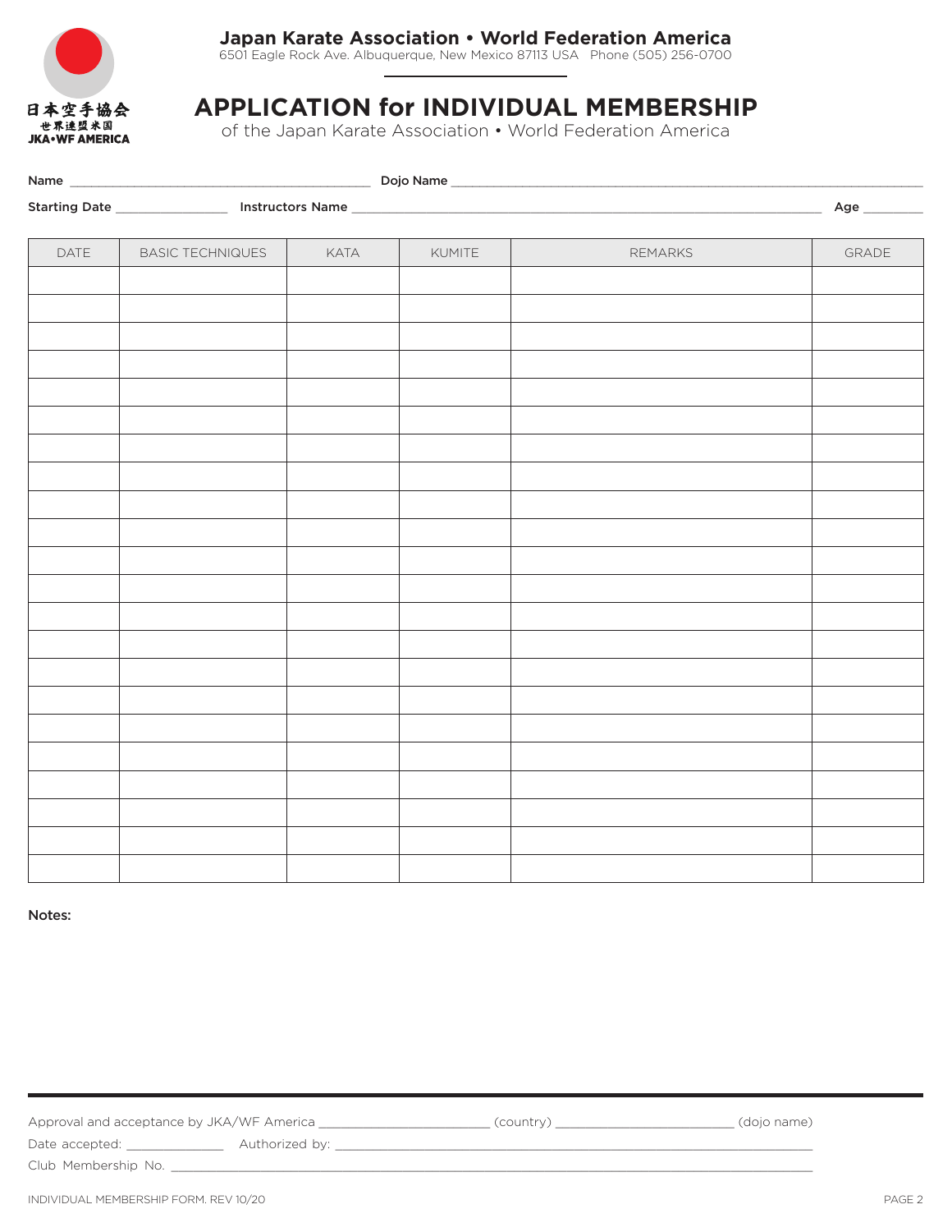日本空手協会
世界連盟米国
JKA•WF AMERICA

**Japan Karate Association • World Federation America**
6501 Eagle Rock Ave. Albuquerque, New Mexico 87113 USA Phone (505) 256-0700

# APPLICATION for INDIVIDUAL MEMBERSHIP

of the Japan Karate Association • World Federation America

**Name** ______________________ **Dojo Name** ______________________

**Starting Date** ____________ **Instructors Name** ______________________ **Age** ________

| DATE | BASIC TECHNIQUES | KATA | KUMITE | REMARKS | GRADE |
|---|---|---|---|---|---|
| | | | | | |
| | | | | | |
| | | | | | |
| | | | | | |
| | | | | | |
| | | | | | |
| | | | | | |
| | | | | | |
| | | | | | |
| | | | | | |
| | | | | | |
| | | | | | |
| | | | | | |
| | | | | | |
| | | | | | |
| | | | | | |
| | | | | | |
| | | | | | |
| | | | | | |
| | | | | | |
| | | | | | |
| | | | | | |
| | | | | | |

**Notes:**

Approval and acceptance by JKA/WF America ______________ (country) ______________ (dojo name)

Date accepted: ____________ Authorized by: ______________________

Club Membership No. ______________________

INDIVIDUAL MEMBERSHIP FORM. REV 10/20